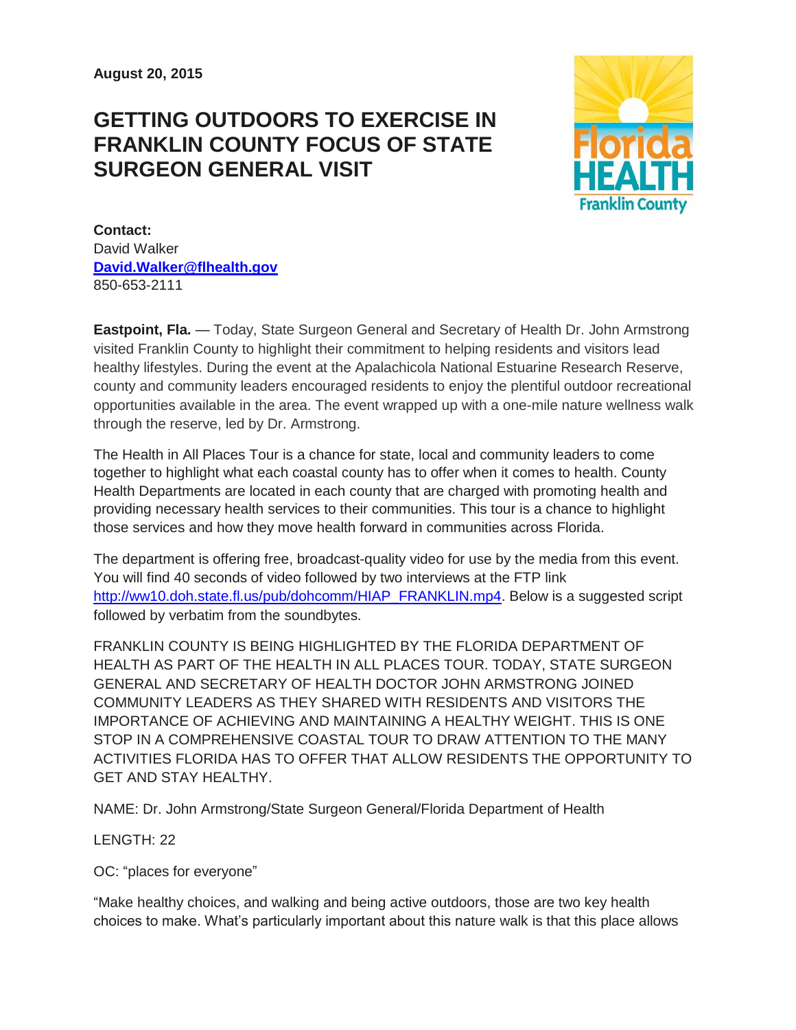**August 20, 2015**

# GETTING OUTDOORS TO EXERCISE IN FRANKLIN COUNTY FOCUS OF STATE SURGEON GENERAL VISIT

**Contact:**
David Walker
**David.Walker@flhealth.gov**
850-653-2111

**Eastpoint, Fla.** — Today, State Surgeon General and Secretary of Health Dr. John Armstrong visited Franklin County to highlight their commitment to helping residents and visitors lead healthy lifestyles. During the event at the Apalachicola National Estuarine Research Reserve, county and community leaders encouraged residents to enjoy the plentiful outdoor recreational opportunities available in the area. The event wrapped up with a one-mile nature wellness walk through the reserve, led by Dr. Armstrong.

The Health in All Places Tour is a chance for state, local and community leaders to come together to highlight what each coastal county has to offer when it comes to health. County Health Departments are located in each county that are charged with promoting health and providing necessary health services to their communities. This tour is a chance to highlight those services and how they move health forward in communities across Florida.

The department is offering free, broadcast-quality video for use by the media from this event. You will find 40 seconds of video followed by two interviews at the FTP link http://ww10.doh.state.fl.us/pub/dohcomm/HIAP_FRANKLIN.mp4. Below is a suggested script followed by verbatim from the soundbytes.

FRANKLIN COUNTY IS BEING HIGHLIGHTED BY THE FLORIDA DEPARTMENT OF HEALTH AS PART OF THE HEALTH IN ALL PLACES TOUR. TODAY, STATE SURGEON GENERAL AND SECRETARY OF HEALTH DOCTOR JOHN ARMSTRONG JOINED COMMUNITY LEADERS AS THEY SHARED WITH RESIDENTS AND VISITORS THE IMPORTANCE OF ACHIEVING AND MAINTAINING A HEALTHY WEIGHT. THIS IS ONE STOP IN A COMPREHENSIVE COASTAL TOUR TO DRAW ATTENTION TO THE MANY ACTIVITIES FLORIDA HAS TO OFFER THAT ALLOW RESIDENTS THE OPPORTUNITY TO GET AND STAY HEALTHY.

NAME: Dr. John Armstrong/State Surgeon General/Florida Department of Health

LENGTH: 22

OC: "places for everyone"

"Make healthy choices, and walking and being active outdoors, those are two key health choices to make. What's particularly important about this nature walk is that this place allows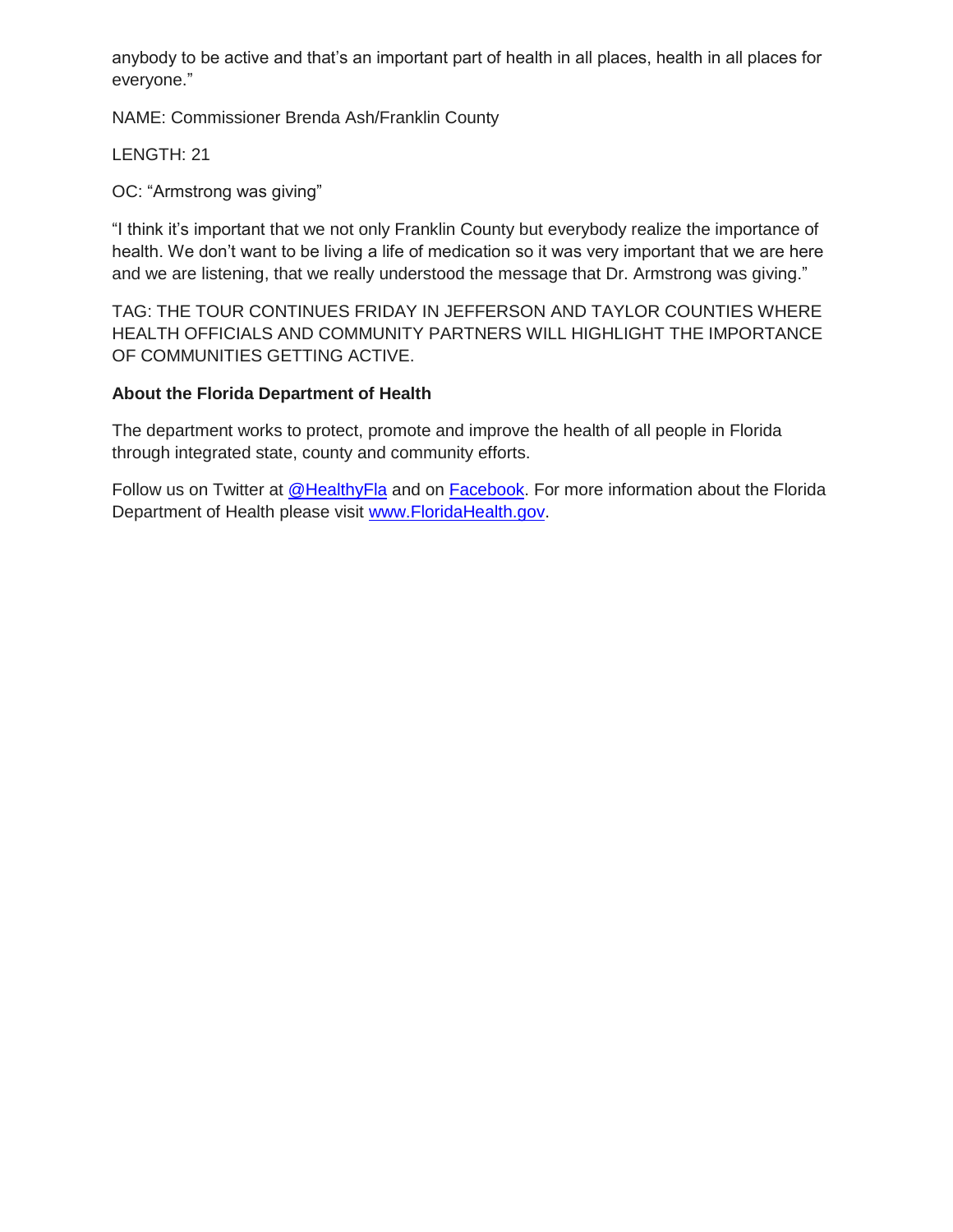anybody to be active and that's an important part of health in all places, health in all places for everyone."

NAME: Commissioner Brenda Ash/Franklin County

LENGTH: 21

OC: "Armstrong was giving"

"I think it's important that we not only Franklin County but everybody realize the importance of health. We don't want to be living a life of medication so it was very important that we are here and we are listening, that we really understood the message that Dr. Armstrong was giving."

TAG: THE TOUR CONTINUES FRIDAY IN JEFFERSON AND TAYLOR COUNTIES WHERE HEALTH OFFICIALS AND COMMUNITY PARTNERS WILL HIGHLIGHT THE IMPORTANCE OF COMMUNITIES GETTING ACTIVE.

**About the Florida Department of Health**

The department works to protect, promote and improve the health of all people in Florida through integrated state, county and community efforts.

Follow us on Twitter at @HealthyFla and on Facebook. For more information about the Florida Department of Health please visit www.FloridaHealth.gov.